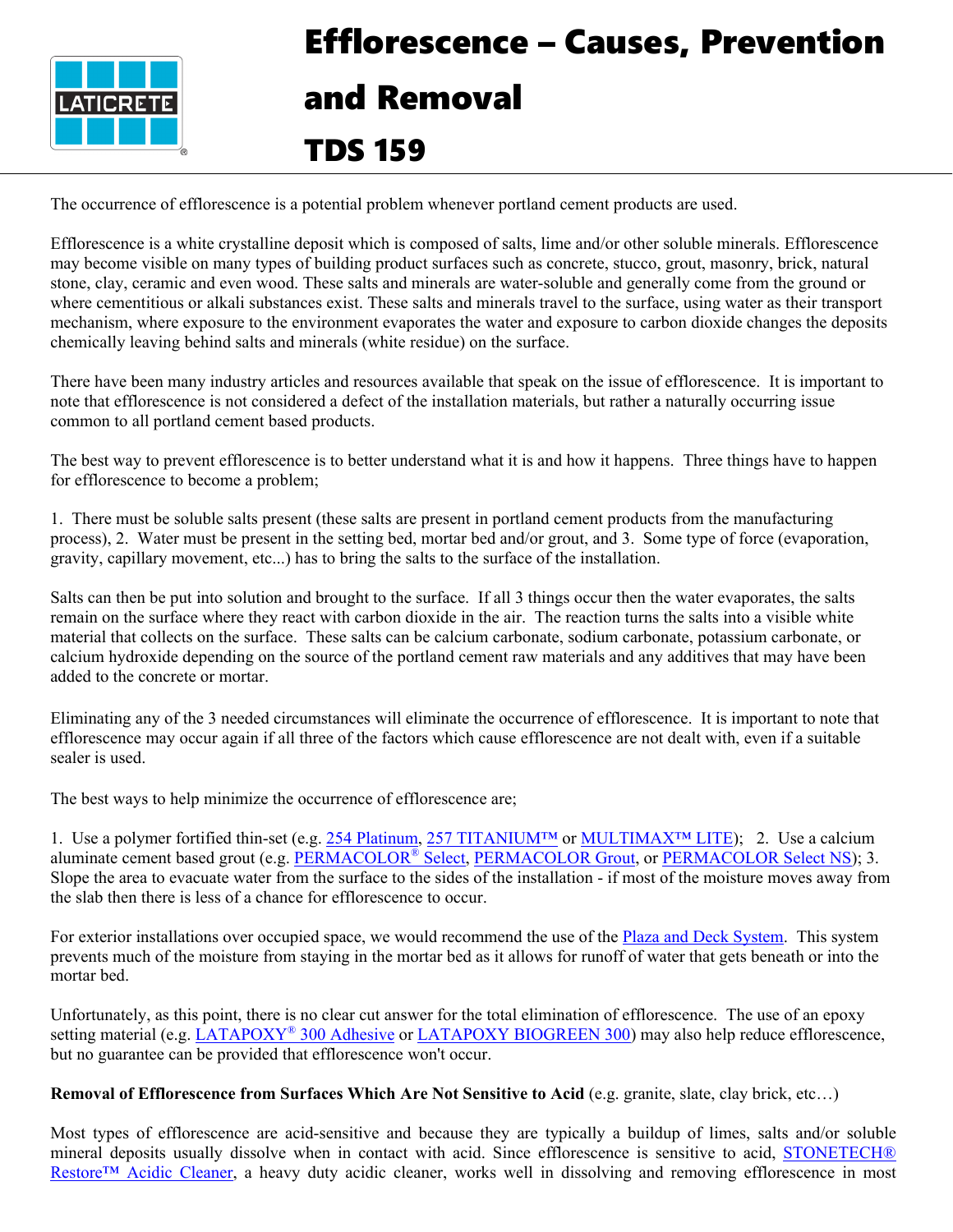# Efflorescence – Causes, Prevention and Removal

## TDS 159

The occurrence of efflorescence is a potential problem whenever portland cement products are used.

Efflorescence is a white crystalline deposit which is composed of salts, lime and/or other soluble minerals. Efflorescence may become visible on many types of building product surfaces such as concrete, stucco, grout, masonry, brick, natural stone, clay, ceramic and even wood. These salts and minerals are water-soluble and generally come from the ground or where cementitious or alkali substances exist. These salts and minerals travel to the surface, using water as their transport mechanism, where exposure to the environment evaporates the water and exposure to carbon dioxide changes the deposits chemically leaving behind salts and minerals (white residue) on the surface.

There have been many industry articles and resources available that speak on the issue of efflorescence. It is important to note that efflorescence is not considered a defect of the installation materials, but rather a naturally occurring issue common to all portland cement based products.

The best way to prevent efflorescence is to better understand what it is and how it happens. Three things have to happen for efflorescence to become a problem;

1. There must be soluble salts present (these salts are present in portland cement products from the manufacturing process), 2. Water must be present in the setting bed, mortar bed and/or grout, and 3. Some type of force (evaporation, gravity, capillary movement, etc...) has to bring the salts to the surface of the installation.

Salts can then be put into solution and brought to the surface. If all 3 things occur then the water evaporates, the salts remain on the surface where they react with carbon dioxide in the air. The reaction turns the salts into a visible white material that collects on the surface. These salts can be calcium carbonate, sodium carbonate, potassium carbonate, or calcium hydroxide depending on the source of the portland cement raw materials and any additives that may have been added to the concrete or mortar.

Eliminating any of the 3 needed circumstances will eliminate the occurrence of efflorescence. It is important to note that efflorescence may occur again if all three of the factors which cause efflorescence are not dealt with, even if a suitable sealer is used.

The best ways to help minimize the occurrence of efflorescence are;

1. Use a polymer fortified thin-set (e.g. 254 Platinum, 257 TITANIUM™ or MULTIMAX™ LITE); 2. Use a calcium aluminate cement based grout (e.g. PERMACOLOR® Select, PERMACOLOR Grout, or PERMACOLOR Select NS); 3. Slope the area to evacuate water from the surface to the sides of the installation - if most of the moisture moves away from the slab then there is less of a chance for efflorescence to occur.

For exterior installations over occupied space, we would recommend the use of the Plaza and Deck System. This system prevents much of the moisture from staying in the mortar bed as it allows for runoff of water that gets beneath or into the mortar bed.

Unfortunately, as this point, there is no clear cut answer for the total elimination of efflorescence. The use of an epoxy setting material (e.g. LATAPOXY® 300 Adhesive or LATAPOXY BIOGREEN 300) may also help reduce efflorescence, but no guarantee can be provided that efflorescence won't occur.

**Removal of Efflorescence from Surfaces Which Are Not Sensitive to Acid** (e.g. granite, slate, clay brick, etc…)

Most types of efflorescence are acid-sensitive and because they are typically a buildup of limes, salts and/or soluble mineral deposits usually dissolve when in contact with acid. Since efflorescence is sensitive to acid, STONETECH® Restore™ Acidic Cleaner, a heavy duty acidic cleaner, works well in dissolving and removing efflorescence in most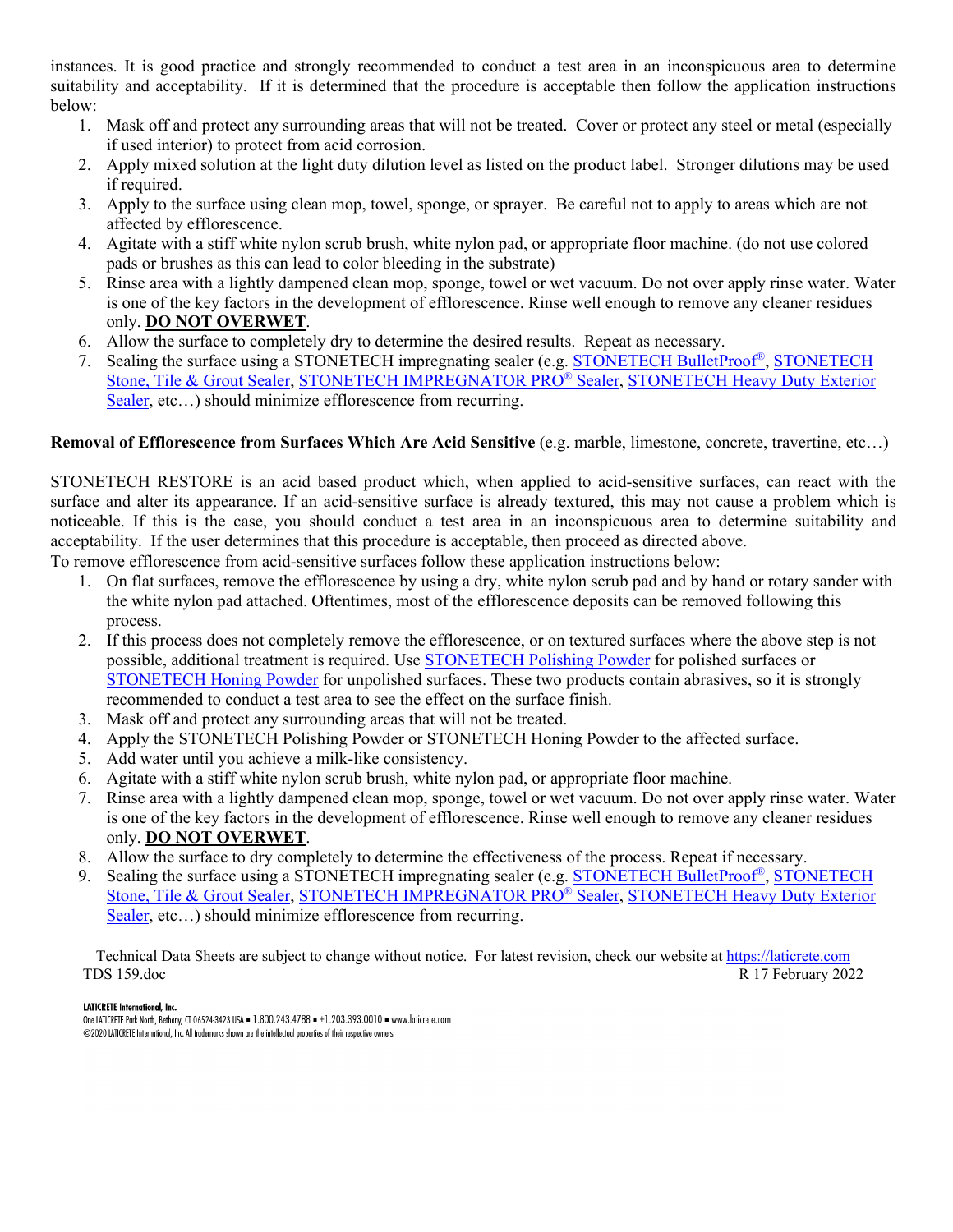instances. It is good practice and strongly recommended to conduct a test area in an inconspicuous area to determine suitability and acceptability. If it is determined that the procedure is acceptable then follow the application instructions below:

1. Mask off and protect any surrounding areas that will not be treated. Cover or protect any steel or metal (especially if used interior) to protect from acid corrosion.
2. Apply mixed solution at the light duty dilution level as listed on the product label. Stronger dilutions may be used if required.
3. Apply to the surface using clean mop, towel, sponge, or sprayer. Be careful not to apply to areas which are not affected by efflorescence.
4. Agitate with a stiff white nylon scrub brush, white nylon pad, or appropriate floor machine. (do not use colored pads or brushes as this can lead to color bleeding in the substrate)
5. Rinse area with a lightly dampened clean mop, sponge, towel or wet vacuum. Do not over apply rinse water. Water is one of the key factors in the development of efflorescence. Rinse well enough to remove any cleaner residues only. **DO NOT OVERWET**.
6. Allow the surface to completely dry to determine the desired results. Repeat as necessary.
7. Sealing the surface using a STONETECH impregnating sealer (e.g. STONETECH BulletProof®, STONETECH Stone, Tile & Grout Sealer, STONETECH IMPREGNATOR PRO® Sealer, STONETECH Heavy Duty Exterior Sealer, etc…) should minimize efflorescence from recurring.

**Removal of Efflorescence from Surfaces Which Are Acid Sensitive** (e.g. marble, limestone, concrete, travertine, etc…)

STONETECH RESTORE is an acid based product which, when applied to acid-sensitive surfaces, can react with the surface and alter its appearance. If an acid-sensitive surface is already textured, this may not cause a problem which is noticeable. If this is the case, you should conduct a test area in an inconspicuous area to determine suitability and acceptability. If the user determines that this procedure is acceptable, then proceed as directed above.
To remove efflorescence from acid-sensitive surfaces follow these application instructions below:

1. On flat surfaces, remove the efflorescence by using a dry, white nylon scrub pad and by hand or rotary sander with the white nylon pad attached. Oftentimes, most of the efflorescence deposits can be removed following this process.
2. If this process does not completely remove the efflorescence, or on textured surfaces where the above step is not possible, additional treatment is required. Use STONETECH Polishing Powder for polished surfaces or STONETECH Honing Powder for unpolished surfaces. These two products contain abrasives, so it is strongly recommended to conduct a test area to see the effect on the surface finish.
3. Mask off and protect any surrounding areas that will not be treated.
4. Apply the STONETECH Polishing Powder or STONETECH Honing Powder to the affected surface.
5. Add water until you achieve a milk-like consistency.
6. Agitate with a stiff white nylon scrub brush, white nylon pad, or appropriate floor machine.
7. Rinse area with a lightly dampened clean mop, sponge, towel or wet vacuum. Do not over apply rinse water. Water is one of the key factors in the development of efflorescence. Rinse well enough to remove any cleaner residues only. **DO NOT OVERWET**.
8. Allow the surface to dry completely to determine the effectiveness of the process. Repeat if necessary.
9. Sealing the surface using a STONETECH impregnating sealer (e.g. STONETECH BulletProof®, STONETECH Stone, Tile & Grout Sealer, STONETECH IMPREGNATOR PRO® Sealer, STONETECH Heavy Duty Exterior Sealer, etc…) should minimize efflorescence from recurring.

Technical Data Sheets are subject to change without notice. For latest revision, check our website at https://laticrete.com

TDS 159.doc R 17 February 2022

**LATICRETE International, Inc.**
One LATICRETE Park North, Bethany, CT 06524-3423 USA ▪ 1.800.243.4788 ▪ +1.203.393.0010 ▪ www.laticrete.com
©2020 LATICRETE International, Inc. All trademarks shown are the intellectual properties of their respective owners.